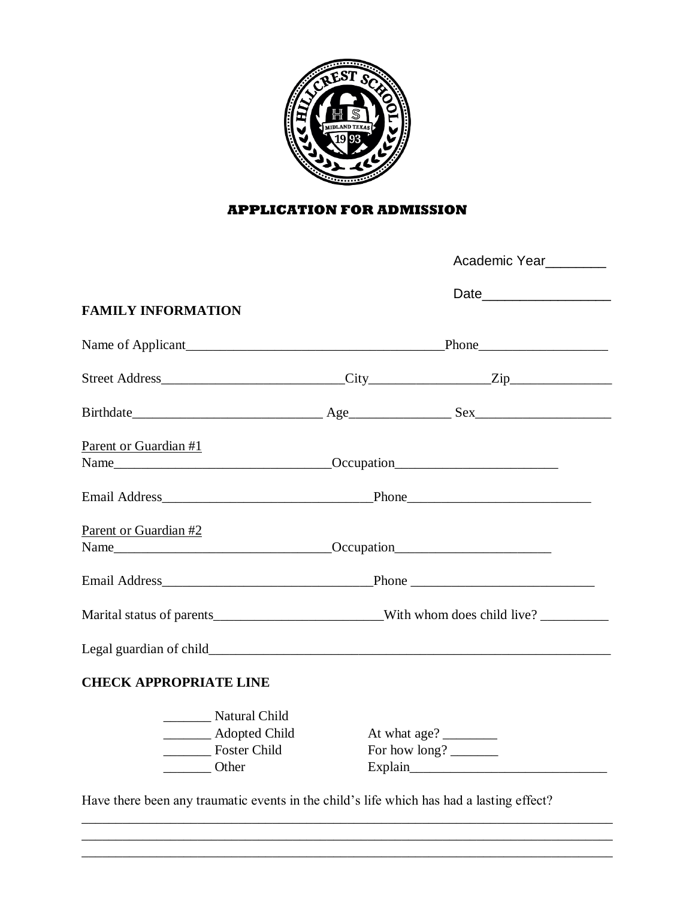# APPLICATION FOR ADMISSION

Academic Year________

Date_________________

## FAMILY INFORMATION

Name of Applicant______________________________________Phone___________________

Street Address___________________________City_________________Zip_______________

Birthdate____________________________ Age_______________ Sex____________________

Parent or Guardian #1

Name________________________________Occupation________________________

Email Address_______________________________Phone___________________________

Parent or Guardian #2

Name________________________________Occupation_______________________

Email Address_______________________________Phone ___________________________

Marital status of parents_________________________With whom does child live? __________

Legal guardian of child_______________________________________________________________

## CHECK APPROPRIATE LINE

_______ Natural Child
_______ Adopted Child     At what age? ________
_______ Foster Child     For how long? _______
_______ Other     Explain_____________________________

Have there been any traumatic events in the child's life which has had a lasting effect?

______________________________________________________________________________
______________________________________________________________________________
______________________________________________________________________________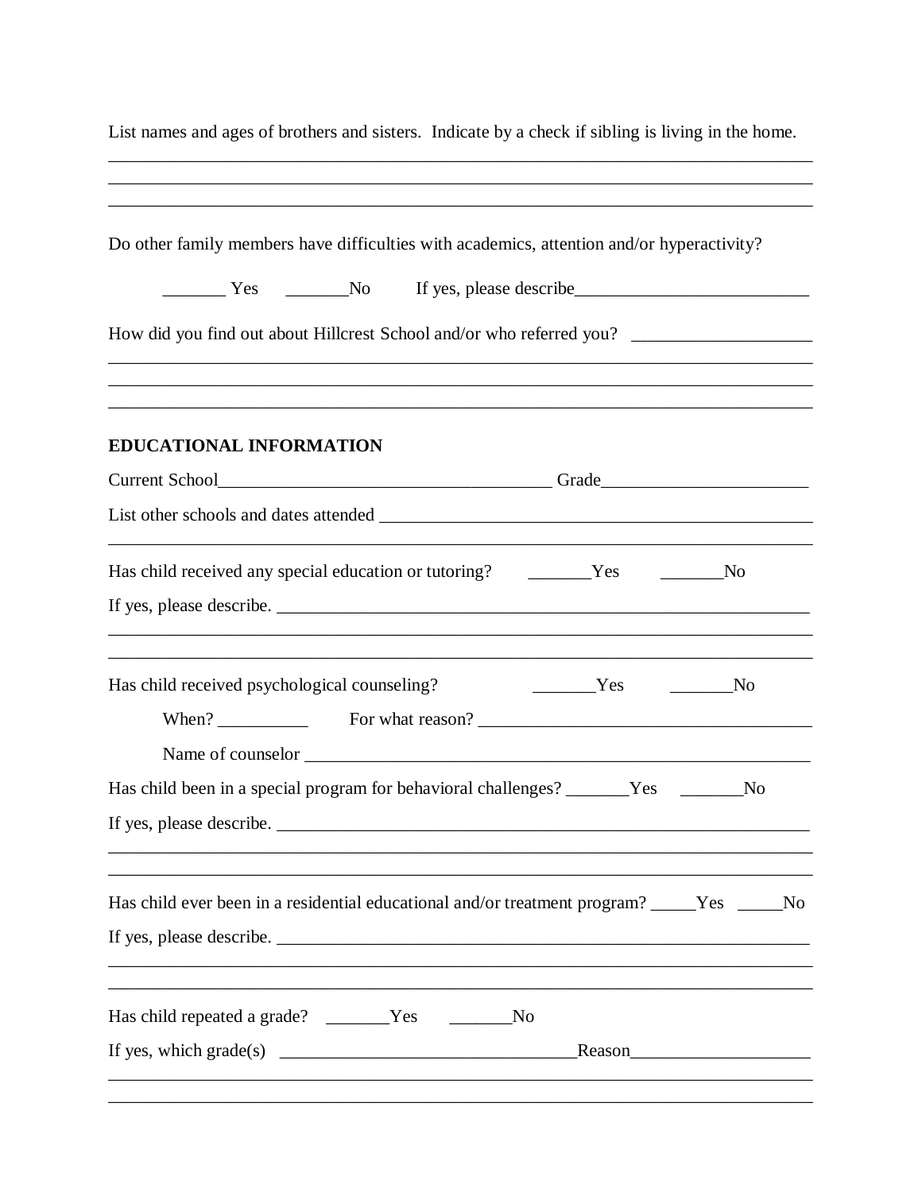List names and ages of brothers and sisters. Indicate by a check if sibling is living in the home.

________________________________________________________________________________
________________________________________________________________________________
________________________________________________________________________________

Do other family members have difficulties with academics, attention and/or hyperactivity?

_______ Yes _______No If yes, please describe__________________________

How did you find out about Hillcrest School and/or who referred you? ___________________

________________________________________________________________________________
________________________________________________________________________________
________________________________________________________________________________

**EDUCATIONAL INFORMATION**

Current School_____________________________________ Grade_______________________

List other schools and dates attended _________________________________________________

________________________________________________________________________________

Has child received any special education or tutoring? _______Yes _______No

If yes, please describe. ______________________________________________________________

________________________________________________________________________________
________________________________________________________________________________

Has child received psychological counseling? _______Yes _______No

When? __________ For what reason? ______________________________________

Name of counselor ___________________________________________________________

Has child been in a special program for behavioral challenges? _______Yes _______No

If yes, please describe. ______________________________________________________________

________________________________________________________________________________
________________________________________________________________________________

Has child ever been in a residential educational and/or treatment program? _____Yes _____No

If yes, please describe. ______________________________________________________________

________________________________________________________________________________
________________________________________________________________________________

Has child repeated a grade? _______Yes _______No

If yes, which grade(s) _________________________________Reason___________________

________________________________________________________________________________
________________________________________________________________________________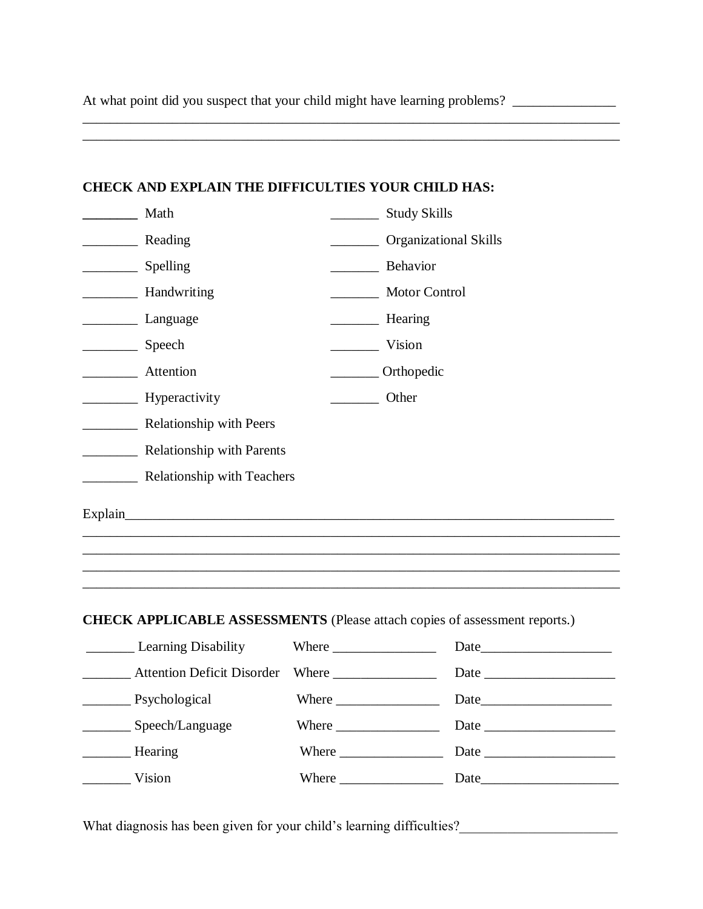At what point did you suspect that your child might have learning problems? _______________
________________________________________________________________________________
________________________________________________________________________________

**CHECK AND EXPLAIN THE DIFFICULTIES YOUR CHILD HAS:**

________ Math

________ Reading

________ Spelling

________ Handwriting

________ Language

________ Speech

________ Attention

________ Hyperactivity

________ Relationship with Peers

________ Relationship with Parents

________ Relationship with Teachers

_______ Study Skills

_______ Organizational Skills

_______ Behavior

_______ Motor Control

_______ Hearing

_______ Vision

_______ Orthopedic

_______ Other

Explain_____________________________________________________________________________
________________________________________________________________________________
________________________________________________________________________________
________________________________________________________________________________
________________________________________________________________________________

**CHECK APPLICABLE ASSESSMENTS** (Please attach copies of assessment reports.)

| Assessment | Where | Date |
|---|---|---|
| _______ Learning Disability | Where _______________ | Date___________________ |
| _______ Attention Deficit Disorder | Where _______________ | Date ___________________ |
| _______ Psychological | Where _______________ | Date___________________ |
| _______ Speech/Language | Where _______________ | Date ___________________ |
| _______ Hearing | Where _______________ | Date ___________________ |
| _______ Vision | Where _______________ | Date____________________ |

What diagnosis has been given for your child's learning difficulties?______________________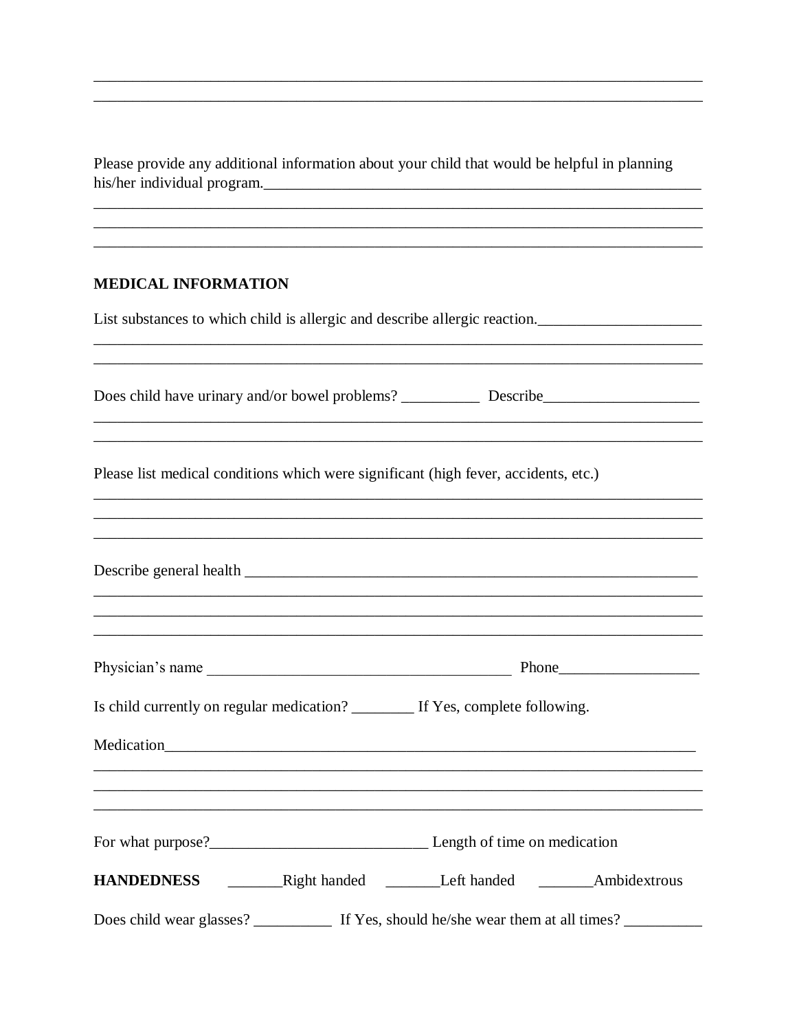\_\_\_\_\_\_\_\_\_\_\_\_\_\_\_\_\_\_\_\_\_\_\_\_\_\_\_\_\_\_\_\_\_\_\_\_\_\_\_\_\_\_\_\_\_\_\_\_\_\_\_\_\_\_\_\_\_\_\_\_\_\_\_\_\_\_\_\_\_\_\_\_\_\_\_\_\_\_
\_\_\_\_\_\_\_\_\_\_\_\_\_\_\_\_\_\_\_\_\_\_\_\_\_\_\_\_\_\_\_\_\_\_\_\_\_\_\_\_\_\_\_\_\_\_\_\_\_\_\_\_\_\_\_\_\_\_\_\_\_\_\_\_\_\_\_\_\_\_\_\_\_\_\_\_\_\_

Please provide any additional information about your child that would be helpful in planning his/her individual program.\_\_\_\_\_\_\_\_\_\_\_\_\_\_\_\_\_\_\_\_\_\_\_\_\_\_\_\_\_\_\_\_\_\_\_\_\_\_\_\_\_\_\_\_\_\_\_\_\_\_\_\_\_\_\_\_\_\_\_\_
\_\_\_\_\_\_\_\_\_\_\_\_\_\_\_\_\_\_\_\_\_\_\_\_\_\_\_\_\_\_\_\_\_\_\_\_\_\_\_\_\_\_\_\_\_\_\_\_\_\_\_\_\_\_\_\_\_\_\_\_\_\_\_\_\_\_\_\_\_\_\_\_\_\_\_\_\_\_
\_\_\_\_\_\_\_\_\_\_\_\_\_\_\_\_\_\_\_\_\_\_\_\_\_\_\_\_\_\_\_\_\_\_\_\_\_\_\_\_\_\_\_\_\_\_\_\_\_\_\_\_\_\_\_\_\_\_\_\_\_\_\_\_\_\_\_\_\_\_\_\_\_\_\_\_\_\_
\_\_\_\_\_\_\_\_\_\_\_\_\_\_\_\_\_\_\_\_\_\_\_\_\_\_\_\_\_\_\_\_\_\_\_\_\_\_\_\_\_\_\_\_\_\_\_\_\_\_\_\_\_\_\_\_\_\_\_\_\_\_\_\_\_\_\_\_\_\_\_\_\_\_\_\_\_\_

**MEDICAL INFORMATION**

List substances to which child is allergic and describe allergic reaction.\_\_\_\_\_\_\_\_\_\_\_\_\_\_\_\_\_\_\_\_\_\_
\_\_\_\_\_\_\_\_\_\_\_\_\_\_\_\_\_\_\_\_\_\_\_\_\_\_\_\_\_\_\_\_\_\_\_\_\_\_\_\_\_\_\_\_\_\_\_\_\_\_\_\_\_\_\_\_\_\_\_\_\_\_\_\_\_\_\_\_\_\_\_\_\_\_\_\_\_\_
\_\_\_\_\_\_\_\_\_\_\_\_\_\_\_\_\_\_\_\_\_\_\_\_\_\_\_\_\_\_\_\_\_\_\_\_\_\_\_\_\_\_\_\_\_\_\_\_\_\_\_\_\_\_\_\_\_\_\_\_\_\_\_\_\_\_\_\_\_\_\_\_\_\_\_\_\_\_

Does child have urinary and/or bowel problems? \_\_\_\_\_\_\_\_\_\_ Describe\_\_\_\_\_\_\_\_\_\_\_\_\_\_\_\_\_\_\_\_
\_\_\_\_\_\_\_\_\_\_\_\_\_\_\_\_\_\_\_\_\_\_\_\_\_\_\_\_\_\_\_\_\_\_\_\_\_\_\_\_\_\_\_\_\_\_\_\_\_\_\_\_\_\_\_\_\_\_\_\_\_\_\_\_\_\_\_\_\_\_\_\_\_\_\_\_\_\_
\_\_\_\_\_\_\_\_\_\_\_\_\_\_\_\_\_\_\_\_\_\_\_\_\_\_\_\_\_\_\_\_\_\_\_\_\_\_\_\_\_\_\_\_\_\_\_\_\_\_\_\_\_\_\_\_\_\_\_\_\_\_\_\_\_\_\_\_\_\_\_\_\_\_\_\_\_\_

Please list medical conditions which were significant (high fever, accidents, etc.)
\_\_\_\_\_\_\_\_\_\_\_\_\_\_\_\_\_\_\_\_\_\_\_\_\_\_\_\_\_\_\_\_\_\_\_\_\_\_\_\_\_\_\_\_\_\_\_\_\_\_\_\_\_\_\_\_\_\_\_\_\_\_\_\_\_\_\_\_\_\_\_\_\_\_\_\_\_\_
\_\_\_\_\_\_\_\_\_\_\_\_\_\_\_\_\_\_\_\_\_\_\_\_\_\_\_\_\_\_\_\_\_\_\_\_\_\_\_\_\_\_\_\_\_\_\_\_\_\_\_\_\_\_\_\_\_\_\_\_\_\_\_\_\_\_\_\_\_\_\_\_\_\_\_\_\_\_
\_\_\_\_\_\_\_\_\_\_\_\_\_\_\_\_\_\_\_\_\_\_\_\_\_\_\_\_\_\_\_\_\_\_\_\_\_\_\_\_\_\_\_\_\_\_\_\_\_\_\_\_\_\_\_\_\_\_\_\_\_\_\_\_\_\_\_\_\_\_\_\_\_\_\_\_\_\_

Describe general health \_\_\_\_\_\_\_\_\_\_\_\_\_\_\_\_\_\_\_\_\_\_\_\_\_\_\_\_\_\_\_\_\_\_\_\_\_\_\_\_\_\_\_\_\_\_\_\_\_\_\_\_\_\_\_\_\_\_\_\_
\_\_\_\_\_\_\_\_\_\_\_\_\_\_\_\_\_\_\_\_\_\_\_\_\_\_\_\_\_\_\_\_\_\_\_\_\_\_\_\_\_\_\_\_\_\_\_\_\_\_\_\_\_\_\_\_\_\_\_\_\_\_\_\_\_\_\_\_\_\_\_\_\_\_\_\_\_\_
\_\_\_\_\_\_\_\_\_\_\_\_\_\_\_\_\_\_\_\_\_\_\_\_\_\_\_\_\_\_\_\_\_\_\_\_\_\_\_\_\_\_\_\_\_\_\_\_\_\_\_\_\_\_\_\_\_\_\_\_\_\_\_\_\_\_\_\_\_\_\_\_\_\_\_\_\_\_
\_\_\_\_\_\_\_\_\_\_\_\_\_\_\_\_\_\_\_\_\_\_\_\_\_\_\_\_\_\_\_\_\_\_\_\_\_\_\_\_\_\_\_\_\_\_\_\_\_\_\_\_\_\_\_\_\_\_\_\_\_\_\_\_\_\_\_\_\_\_\_\_\_\_\_\_\_\_

Physician's name \_\_\_\_\_\_\_\_\_\_\_\_\_\_\_\_\_\_\_\_\_\_\_\_\_\_\_\_\_\_\_\_\_\_\_\_\_\_\_\_ Phone\_\_\_\_\_\_\_\_\_\_\_\_\_\_\_\_\_\_

Is child currently on regular medication? \_\_\_\_\_\_\_\_ If Yes, complete following.

Medication\_\_\_\_\_\_\_\_\_\_\_\_\_\_\_\_\_\_\_\_\_\_\_\_\_\_\_\_\_\_\_\_\_\_\_\_\_\_\_\_\_\_\_\_\_\_\_\_\_\_\_\_\_\_\_\_\_\_\_\_\_\_\_\_\_\_\_\_\_
\_\_\_\_\_\_\_\_\_\_\_\_\_\_\_\_\_\_\_\_\_\_\_\_\_\_\_\_\_\_\_\_\_\_\_\_\_\_\_\_\_\_\_\_\_\_\_\_\_\_\_\_\_\_\_\_\_\_\_\_\_\_\_\_\_\_\_\_\_\_\_\_\_\_\_\_\_\_
\_\_\_\_\_\_\_\_\_\_\_\_\_\_\_\_\_\_\_\_\_\_\_\_\_\_\_\_\_\_\_\_\_\_\_\_\_\_\_\_\_\_\_\_\_\_\_\_\_\_\_\_\_\_\_\_\_\_\_\_\_\_\_\_\_\_\_\_\_\_\_\_\_\_\_\_\_\_
\_\_\_\_\_\_\_\_\_\_\_\_\_\_\_\_\_\_\_\_\_\_\_\_\_\_\_\_\_\_\_\_\_\_\_\_\_\_\_\_\_\_\_\_\_\_\_\_\_\_\_\_\_\_\_\_\_\_\_\_\_\_\_\_\_\_\_\_\_\_\_\_\_\_\_\_\_\_

For what purpose?\_\_\_\_\_\_\_\_\_\_\_\_\_\_\_\_\_\_\_\_\_\_\_\_\_\_\_\_ Length of time on medication

**HANDEDNESS** \_\_\_\_\_\_\_Right handed \_\_\_\_\_\_\_Left handed \_\_\_\_\_\_\_Ambidextrous

Does child wear glasses? \_\_\_\_\_\_\_\_\_\_ If Yes, should he/she wear them at all times? \_\_\_\_\_\_\_\_\_\_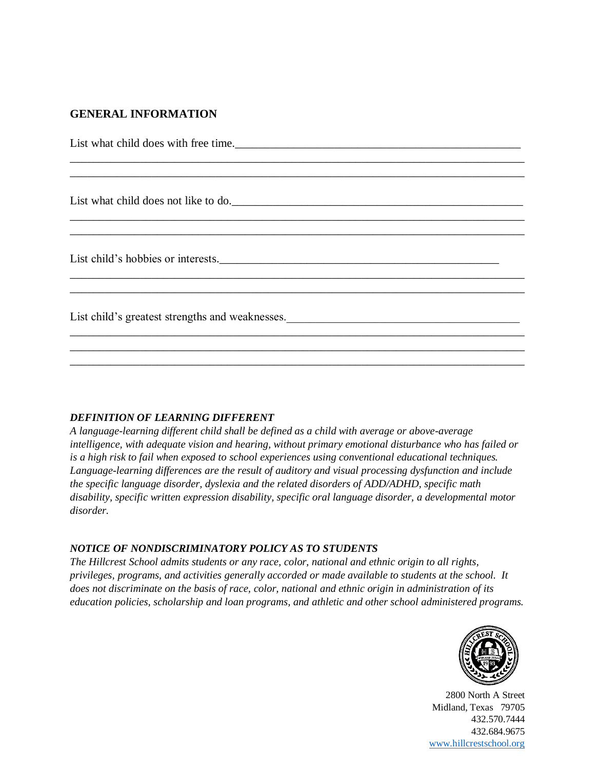## GENERAL INFORMATION

List what child does with free time.______________________________________________
__________________________________________________________________________
__________________________________________________________________________

List what child does not like to do.________________________________________________
__________________________________________________________________________
__________________________________________________________________________

List child's hobbies or interests.__________________________________________________
__________________________________________________________________________
__________________________________________________________________________

List child's greatest strengths and weaknesses.________________________________________
__________________________________________________________________________
__________________________________________________________________________
__________________________________________________________________________

***DEFINITION OF LEARNING DIFFERENT***

*A language-learning different child shall be defined as a child with average or above-average intelligence, with adequate vision and hearing, without primary emotional disturbance who has failed or is a high risk to fail when exposed to school experiences using conventional educational techniques. Language-learning differences are the result of auditory and visual processing dysfunction and include the specific language disorder, dyslexia and the related disorders of ADD/ADHD, specific math disability, specific written expression disability, specific oral language disorder, a developmental motor disorder.*

***NOTICE OF NONDISCRIMINATORY POLICY AS TO STUDENTS***

*The Hillcrest School admits students or any race, color, national and ethnic origin to all rights, privileges, programs, and activities generally accorded or made available to students at the school. It does not discriminate on the basis of race, color, national and ethnic origin in administration of its education policies, scholarship and loan programs, and athletic and other school administered programs.*

2800 North A Street
Midland, Texas 79705
432.570.7444
432.684.9675
www.hillcrestschool.org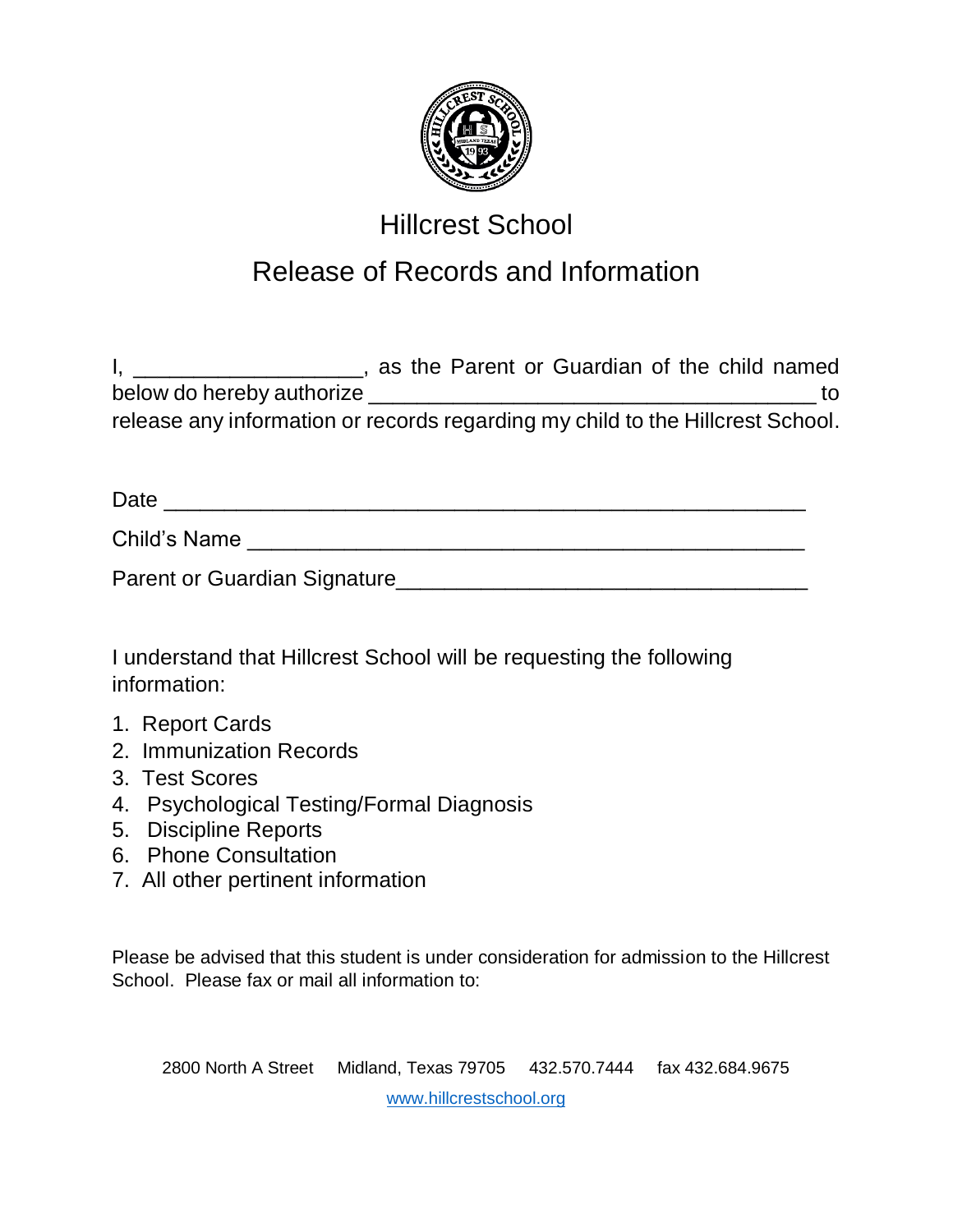# Hillcrest School

## Release of Records and Information

I, ___________________, as the Parent or Guardian of the child named below do hereby authorize _____________________________________ to release any information or records regarding my child to the Hillcrest School.

Date _____________________________________________________

Child's Name ______________________________________________

Parent or Guardian Signature__________________________________

I understand that Hillcrest School will be requesting the following information:

1. Report Cards
2. Immunization Records
3. Test Scores
4. Psychological Testing/Formal Diagnosis
5. Discipline Reports
6. Phone Consultation
7. All other pertinent information

Please be advised that this student is under consideration for admission to the Hillcrest School. Please fax or mail all information to:

2800 North A Street Midland, Texas 79705 432.570.7444 fax 432.684.9675

www.hillcrestschool.org